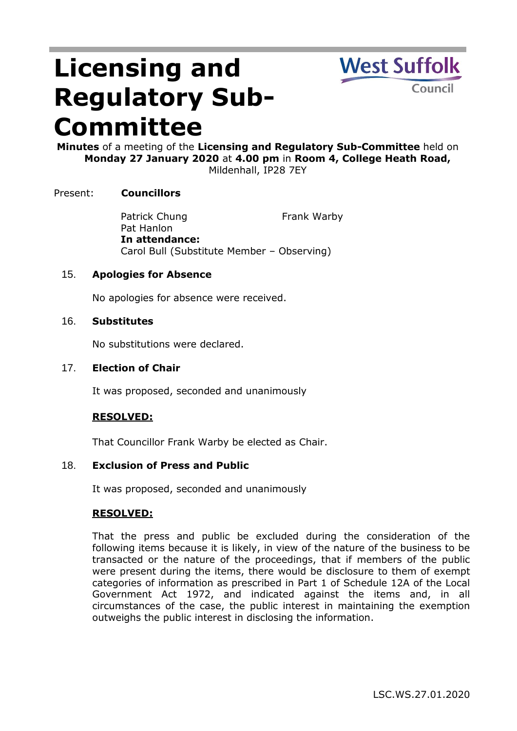# Licensing and Regulatory Sub-Committee

West Suffolk Council

**Minutes** of a meeting of the **Licensing and Regulatory Sub-Committee** held on **Monday 27 January 2020** at **4.00 pm** in **Room 4, College Heath Road,** Mildenhall, IP28 7EY

Present: **Councillors**

Patrick Chung
Frank Warby
Pat Hanlon

**In attendance:**
Carol Bull (Substitute Member – Observing)

## 15. Apologies for Absence

No apologies for absence were received.

## 16. Substitutes

No substitutions were declared.

## 17. Election of Chair

It was proposed, seconded and unanimously

**RESOLVED:**

That Councillor Frank Warby be elected as Chair.

## 18. Exclusion of Press and Public

It was proposed, seconded and unanimously

**RESOLVED:**

That the press and public be excluded during the consideration of the following items because it is likely, in view of the nature of the business to be transacted or the nature of the proceedings, that if members of the public were present during the items, there would be disclosure to them of exempt categories of information as prescribed in Part 1 of Schedule 12A of the Local Government Act 1972, and indicated against the items and, in all circumstances of the case, the public interest in maintaining the exemption outweighs the public interest in disclosing the information.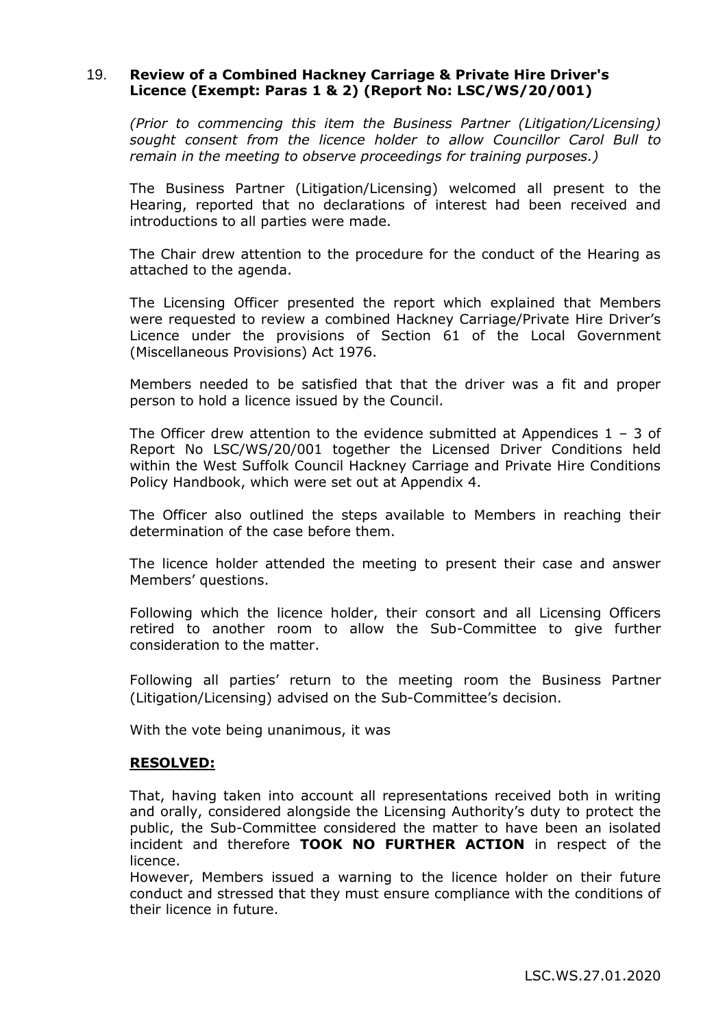## 19. Review of a Combined Hackney Carriage & Private Hire Driver's Licence (Exempt: Paras 1 & 2) (Report No: LSC/WS/20/001)

*(Prior to commencing this item the Business Partner (Litigation/Licensing) sought consent from the licence holder to allow Councillor Carol Bull to remain in the meeting to observe proceedings for training purposes.)*

The Business Partner (Litigation/Licensing) welcomed all present to the Hearing, reported that no declarations of interest had been received and introductions to all parties were made.

The Chair drew attention to the procedure for the conduct of the Hearing as attached to the agenda.

The Licensing Officer presented the report which explained that Members were requested to review a combined Hackney Carriage/Private Hire Driver's Licence under the provisions of Section 61 of the Local Government (Miscellaneous Provisions) Act 1976.

Members needed to be satisfied that that the driver was a fit and proper person to hold a licence issued by the Council.

The Officer drew attention to the evidence submitted at Appendices 1 – 3 of Report No LSC/WS/20/001 together the Licensed Driver Conditions held within the West Suffolk Council Hackney Carriage and Private Hire Conditions Policy Handbook, which were set out at Appendix 4.

The Officer also outlined the steps available to Members in reaching their determination of the case before them.

The licence holder attended the meeting to present their case and answer Members' questions.

Following which the licence holder, their consort and all Licensing Officers retired to another room to allow the Sub-Committee to give further consideration to the matter.

Following all parties' return to the meeting room the Business Partner (Litigation/Licensing) advised on the Sub-Committee's decision.

With the vote being unanimous, it was

**RESOLVED:**

That, having taken into account all representations received both in writing and orally, considered alongside the Licensing Authority's duty to protect the public, the Sub-Committee considered the matter to have been an isolated incident and therefore **TOOK NO FURTHER ACTION** in respect of the licence.

However, Members issued a warning to the licence holder on their future conduct and stressed that they must ensure compliance with the conditions of their licence in future.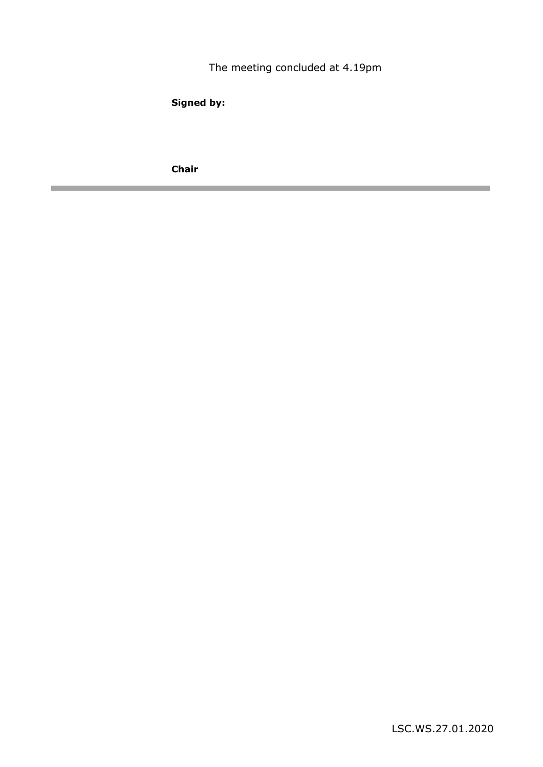The meeting concluded at 4.19pm

**Signed by:**

**Chair**

---